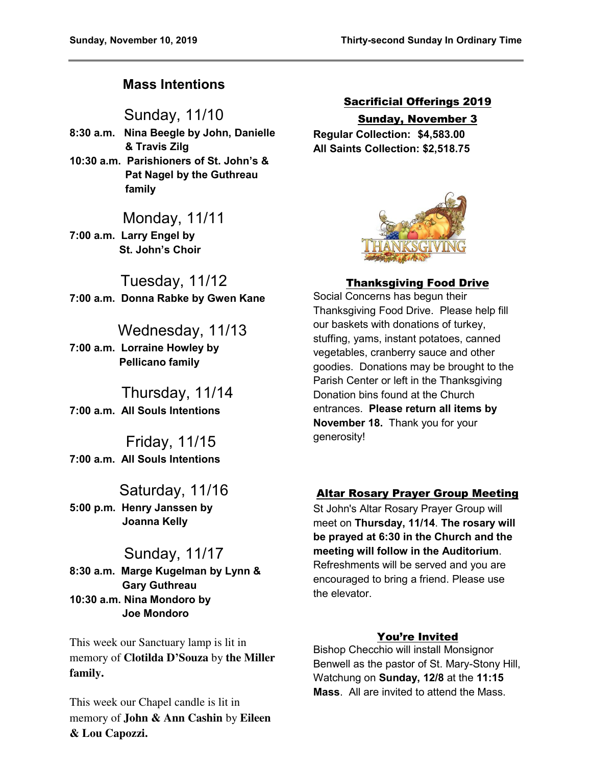## Mass Intentions

### Sunday, 11/10

**8:30 a.m. Nina Beegle by John, Danielle & Travis Zilg**

**10:30 a.m. Parishioners of St. John's & Pat Nagel by the Guthreau family**

### Monday, 11/11

**7:00 a.m. Larry Engel by St. John's Choir**

### Tuesday, 11/12

**7:00 a.m. Donna Rabke by Gwen Kane**

### Wednesday, 11/13

**7:00 a.m. Lorraine Howley by Pellicano family**

### Thursday, 11/14

**7:00 a.m. All Souls Intentions**

### Friday, 11/15

**7:00 a.m. All Souls Intentions**

### Saturday, 11/16

**5:00 p.m. Henry Janssen by Joanna Kelly**

### Sunday, 11/17

**8:30 a.m. Marge Kugelman by Lynn & Gary Guthreau**

**10:30 a.m. Nina Mondoro by Joe Mondoro**

This week our Sanctuary lamp is lit in memory of **Clotilda D'Souza** by **the Miller family.**

This week our Chapel candle is lit in memory of **John & Ann Cashin** by **Eileen & Lou Capozzi.**

## Sacrificial Offerings 2019

### Sunday, November 3

**Regular Collection: $4,583.00**
**All Saints Collection: $2,518.75**

## Thanksgiving Food Drive

Social Concerns has begun their Thanksgiving Food Drive. Please help fill our baskets with donations of turkey, stuffing, yams, instant potatoes, canned vegetables, cranberry sauce and other goodies. Donations may be brought to the Parish Center or left in the Thanksgiving Donation bins found at the Church entrances. **Please return all items by November 18.** Thank you for your generosity!

## Altar Rosary Prayer Group Meeting

St John's Altar Rosary Prayer Group will meet on **Thursday, 11/14**. **The rosary will be prayed at 6:30 in the Church and the meeting will follow in the Auditorium**. Refreshments will be served and you are encouraged to bring a friend. Please use the elevator.

## You're Invited

Bishop Checchio will install Monsignor Benwell as the pastor of St. Mary-Stony Hill, Watchung on **Sunday, 12/8** at the **11:15 Mass**. All are invited to attend the Mass.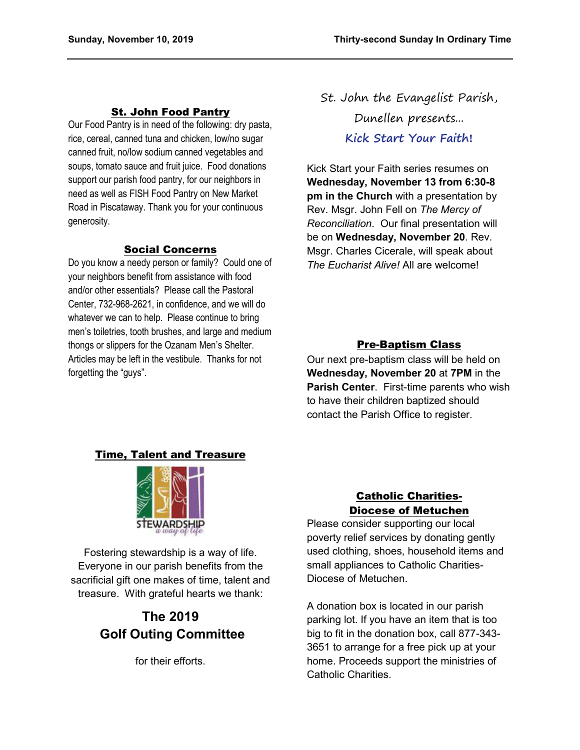## St. John Food Pantry

Our Food Pantry is in need of the following: dry pasta, rice, cereal, canned tuna and chicken, low/no sugar canned fruit, no/low sodium canned vegetables and soups, tomato sauce and fruit juice. Food donations support our parish food pantry, for our neighbors in need as well as FISH Food Pantry on New Market Road in Piscataway. Thank you for your continuous generosity.

## Social Concerns

Do you know a needy person or family? Could one of your neighbors benefit from assistance with food and/or other essentials? Please call the Pastoral Center, 732-968-2621, in confidence, and we will do whatever we can to help. Please continue to bring men's toiletries, tooth brushes, and large and medium thongs or slippers for the Ozanam Men's Shelter. Articles may be left in the vestibule. Thanks for not forgetting the "guys".

## Time, Talent and Treasure

STEWARDSHIP
*a way of life*

Fostering stewardship is a way of life. Everyone in our parish benefits from the sacrificial gift one makes of time, talent and treasure. With grateful hearts we thank:

**The 2019 Golf Outing Committee**

for their efforts.

St. John the Evangelist Parish, Dunellen presents...

**Kick Start Your Faith!**

Kick Start your Faith series resumes on **Wednesday, November 13 from 6:30-8 pm in the Church** with a presentation by Rev. Msgr. John Fell on *The Mercy of Reconciliation*. Our final presentation will be on **Wednesday, November 20**. Rev. Msgr. Charles Cicerale, will speak about *The Eucharist Alive!* All are welcome!

## Pre-Baptism Class

Our next pre-baptism class will be held on **Wednesday, November 20** at **7PM** in the **Parish Center**. First-time parents who wish to have their children baptized should contact the Parish Office to register.

## Catholic Charities- Diocese of Metuchen

Please consider supporting our local poverty relief services by donating gently used clothing, shoes, household items and small appliances to Catholic Charities-Diocese of Metuchen.

A donation box is located in our parish parking lot. If you have an item that is too big to fit in the donation box, call 877-343-3651 to arrange for a free pick up at your home. Proceeds support the ministries of Catholic Charities.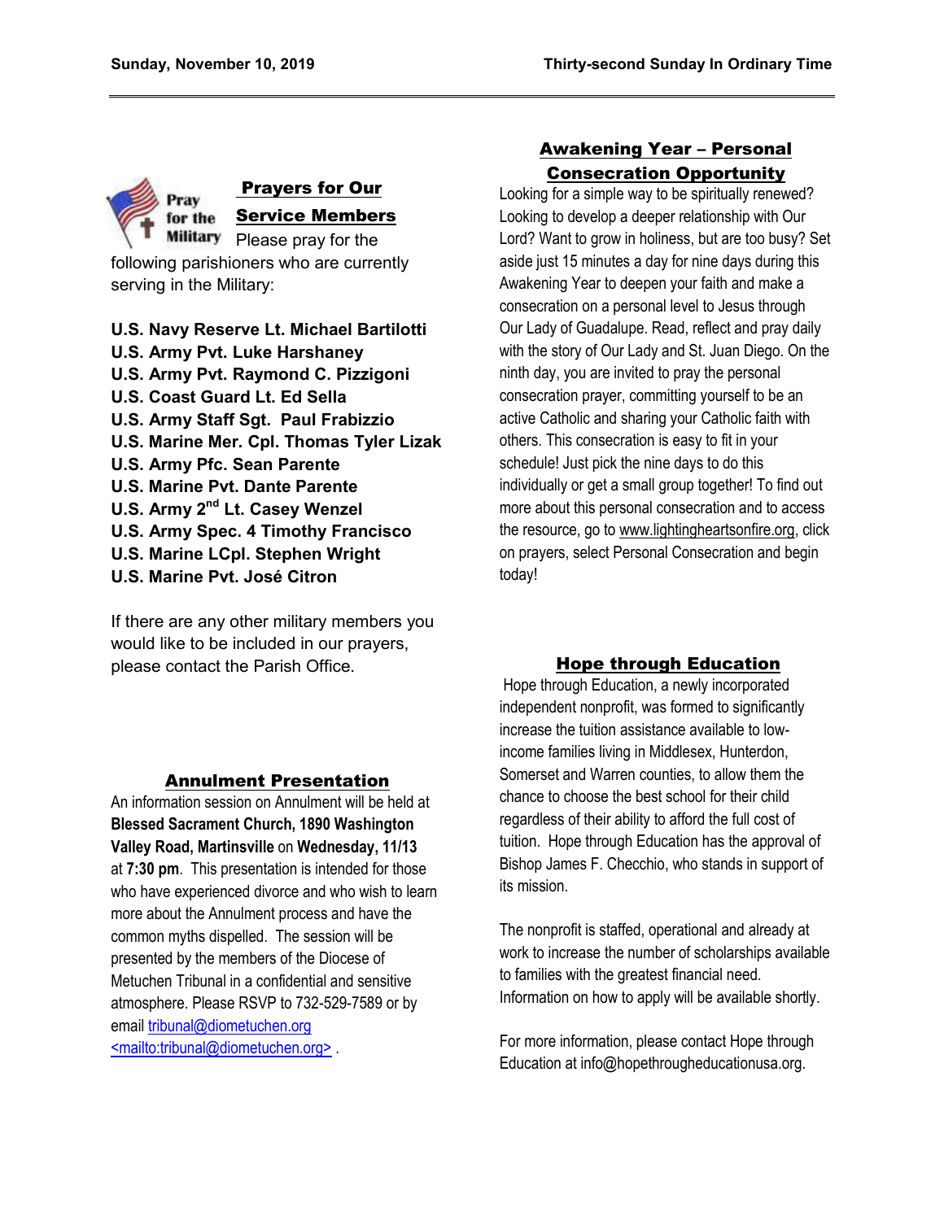## Prayers for Our Service Members

Please pray for the following parishioners who are currently serving in the Military:

**U.S. Navy Reserve Lt. Michael Bartilotti**
**U.S. Army Pvt. Luke Harshaney**
**U.S. Army Pvt. Raymond C. Pizzigoni**
**U.S. Coast Guard Lt. Ed Sella**
**U.S. Army Staff Sgt. Paul Frabizzio**
**U.S. Marine Mer. Cpl. Thomas Tyler Lizak**
**U.S. Army Pfc. Sean Parente**
**U.S. Marine Pvt. Dante Parente**
**U.S. Army 2nd Lt. Casey Wenzel**
**U.S. Army Spec. 4 Timothy Francisco**
**U.S. Marine LCpl. Stephen Wright**
**U.S. Marine Pvt. José Citron**

If there are any other military members you would like to be included in our prayers, please contact the Parish Office.

## Annulment Presentation

An information session on Annulment will be held at **Blessed Sacrament Church, 1890 Washington Valley Road, Martinsville** on **Wednesday, 11/13** at **7:30 pm**. This presentation is intended for those who have experienced divorce and who wish to learn more about the Annulment process and have the common myths dispelled. The session will be presented by the members of the Diocese of Metuchen Tribunal in a confidential and sensitive atmosphere. Please RSVP to 732-529-7589 or by email tribunal@diometuchen.org <mailto:tribunal@diometuchen.org> .

## Awakening Year – Personal Consecration Opportunity

Looking for a simple way to be spiritually renewed? Looking to develop a deeper relationship with Our Lord? Want to grow in holiness, but are too busy? Set aside just 15 minutes a day for nine days during this Awakening Year to deepen your faith and make a consecration on a personal level to Jesus through Our Lady of Guadalupe. Read, reflect and pray daily with the story of Our Lady and St. Juan Diego. On the ninth day, you are invited to pray the personal consecration prayer, committing yourself to be an active Catholic and sharing your Catholic faith with others. This consecration is easy to fit in your schedule! Just pick the nine days to do this individually or get a small group together! To find out more about this personal consecration and to access the resource, go to www.lightingheartsonfire.org, click on prayers, select Personal Consecration and begin today!

## Hope through Education

Hope through Education, a newly incorporated independent nonprofit, was formed to significantly increase the tuition assistance available to low-income families living in Middlesex, Hunterdon, Somerset and Warren counties, to allow them the chance to choose the best school for their child regardless of their ability to afford the full cost of tuition. Hope through Education has the approval of Bishop James F. Checchio, who stands in support of its mission.

The nonprofit is staffed, operational and already at work to increase the number of scholarships available to families with the greatest financial need. Information on how to apply will be available shortly.

For more information, please contact Hope through Education at info@hopethrougheducationusa.org.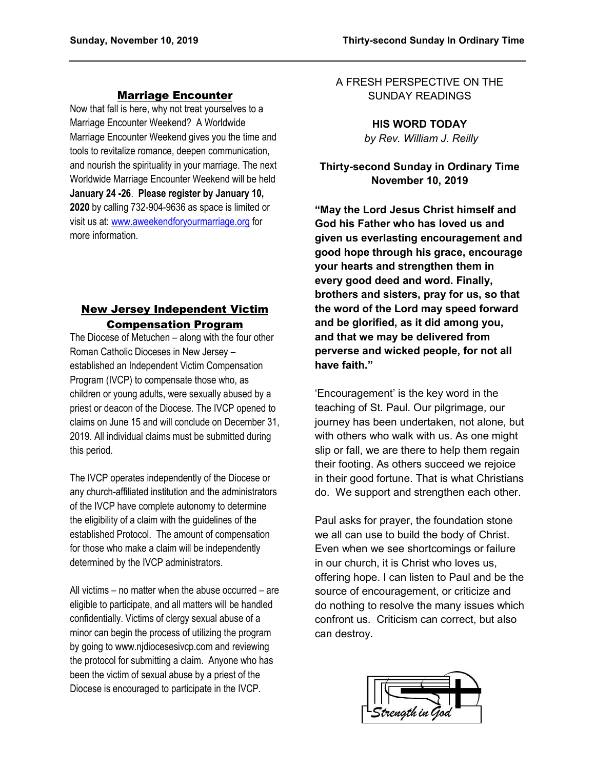## Marriage Encounter

Now that fall is here, why not treat yourselves to a Marriage Encounter Weekend? A Worldwide Marriage Encounter Weekend gives you the time and tools to revitalize romance, deepen communication, and nourish the spirituality in your marriage. The next Worldwide Marriage Encounter Weekend will be held **January 24 -26**. **Please register by January 10, 2020** by calling 732-904-9636 as space is limited or visit us at: www.aweekendforyourmarriage.org for more information.

## New Jersey Independent Victim Compensation Program

The Diocese of Metuchen – along with the four other Roman Catholic Dioceses in New Jersey – established an Independent Victim Compensation Program (IVCP) to compensate those who, as children or young adults, were sexually abused by a priest or deacon of the Diocese. The IVCP opened to claims on June 15 and will conclude on December 31, 2019. All individual claims must be submitted during this period.

The IVCP operates independently of the Diocese or any church-affiliated institution and the administrators of the IVCP have complete autonomy to determine the eligibility of a claim with the guidelines of the established Protocol. The amount of compensation for those who make a claim will be independently determined by the IVCP administrators.

All victims – no matter when the abuse occurred – are eligible to participate, and all matters will be handled confidentially. Victims of clergy sexual abuse of a minor can begin the process of utilizing the program by going to www.njdiocesesivcp.com and reviewing the protocol for submitting a claim. Anyone who has been the victim of sexual abuse by a priest of the Diocese is encouraged to participate in the IVCP.

A FRESH PERSPECTIVE ON THE SUNDAY READINGS

### HIS WORD TODAY

*by Rev. William J. Reilly*

### Thirty-second Sunday in Ordinary Time
### November 10, 2019

**“May the Lord Jesus Christ himself and God his Father who has loved us and given us everlasting encouragement and good hope through his grace, encourage your hearts and strengthen them in every good deed and word. Finally, brothers and sisters, pray for us, so that the word of the Lord may speed forward and be glorified, as it did among you, and that we may be delivered from perverse and wicked people, for not all have faith.”**

‘Encouragement’ is the key word in the teaching of St. Paul. Our pilgrimage, our journey has been undertaken, not alone, but with others who walk with us. As one might slip or fall, we are there to help them regain their footing. As others succeed we rejoice in their good fortune. That is what Christians do. We support and strengthen each other.

Paul asks for prayer, the foundation stone we all can use to build the body of Christ. Even when we see shortcomings or failure in our church, it is Christ who loves us, offering hope. I can listen to Paul and be the source of encouragement, or criticize and do nothing to resolve the many issues which confront us. Criticism can correct, but also can destroy.

Strength in God